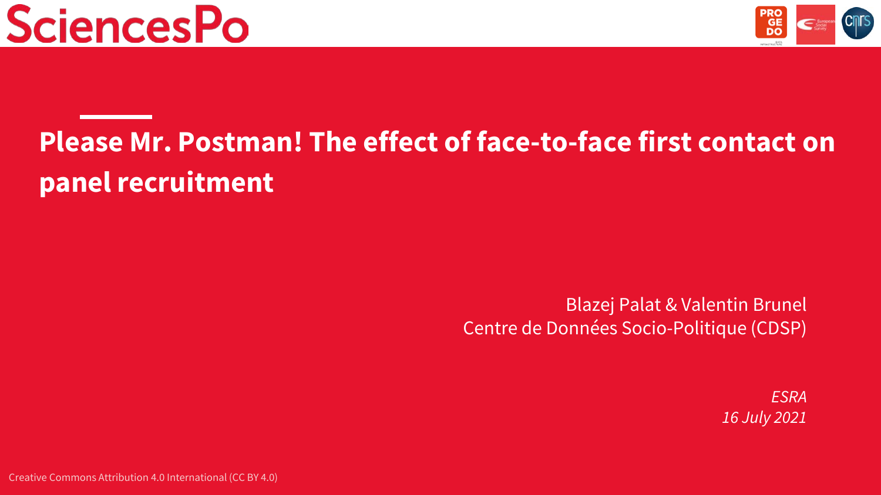# Please Mr. Postman! The effect of face-to-face first contact on panel recruitment

Blazej Palat & Valentin Brunel
Centre de Données Socio-Politique (CDSP)

*ESRA*
*16 July 2021*

Creative Commons Attribution 4.0 International (CC BY 4.0)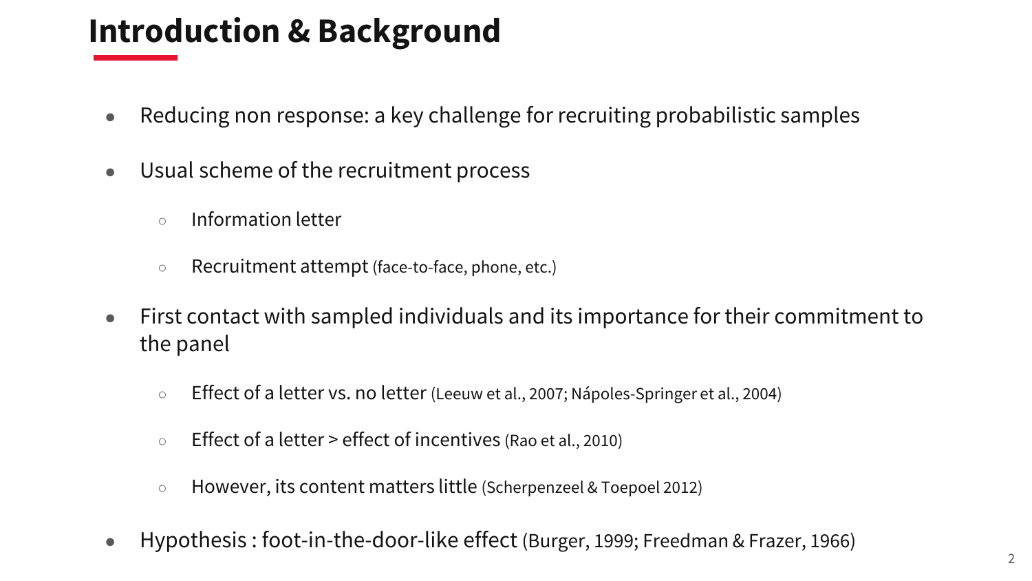# Introduction & Background

- Reducing non response: a key challenge for recruiting probabilistic samples
- Usual scheme of the recruitment process
  - Information letter
  - Recruitment attempt (face-to-face, phone, etc.)
- First contact with sampled individuals and its importance for their commitment to the panel
  - Effect of a letter vs. no letter (Leeuw et al., 2007; Nápoles-Springer et al., 2004)
  - Effect of a letter > effect of incentives (Rao et al., 2010)
  - However, its content matters little (Scherpenzeel & Toepoel 2012)
- Hypothesis : foot-in-the-door-like effect (Burger, 1999; Freedman & Frazer, 1966)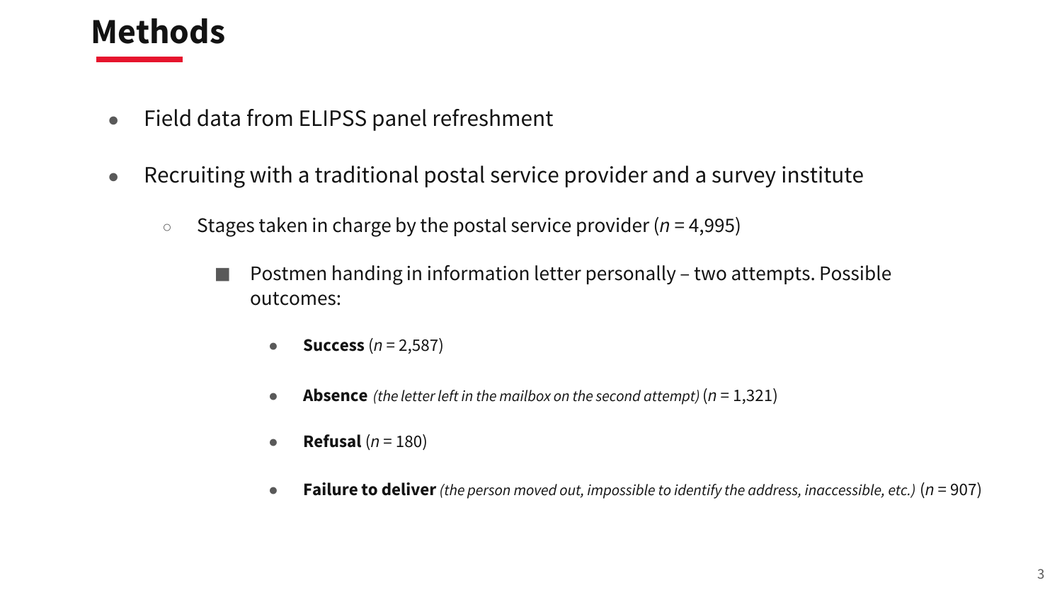# Methods

- Field data from ELIPSS panel refreshment
- Recruiting with a traditional postal service provider and a survey institute
  - Stages taken in charge by the postal service provider (*n* = 4,995)
    - Postmen handing in information letter personally – two attempts. Possible outcomes:
      - **Success** (*n* = 2,587)
      - **Absence** *(the letter left in the mailbox on the second attempt)* (*n* = 1,321)
      - **Refusal** (*n* = 180)
      - **Failure to deliver** *(the person moved out, impossible to identify the address, inaccessible, etc.)* (*n* = 907)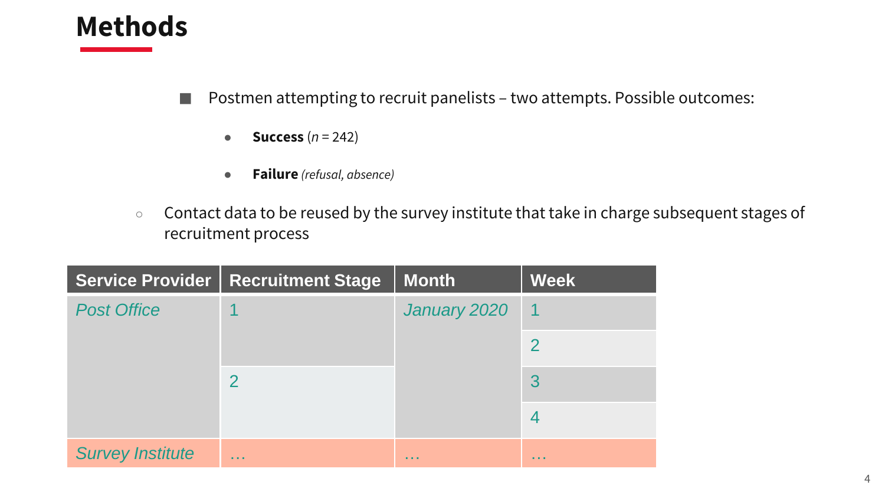# Methods

- Postmen attempting to recruit panelists – two attempts. Possible outcomes:
  - **Success** ($n$ = 242)
  - **Failure** *(refusal, absence)*
- Contact data to be reused by the survey institute that take in charge subsequent stages of recruitment process

| Service Provider | Recruitment Stage | Month | Week |
|---|---|---|---|
| *Post Office* | 1 | *January 2020* | 1 |
| | | | 2 |
| | 2 | | 3 |
| | | | 4 |
| *Survey Institute* | … | … | … |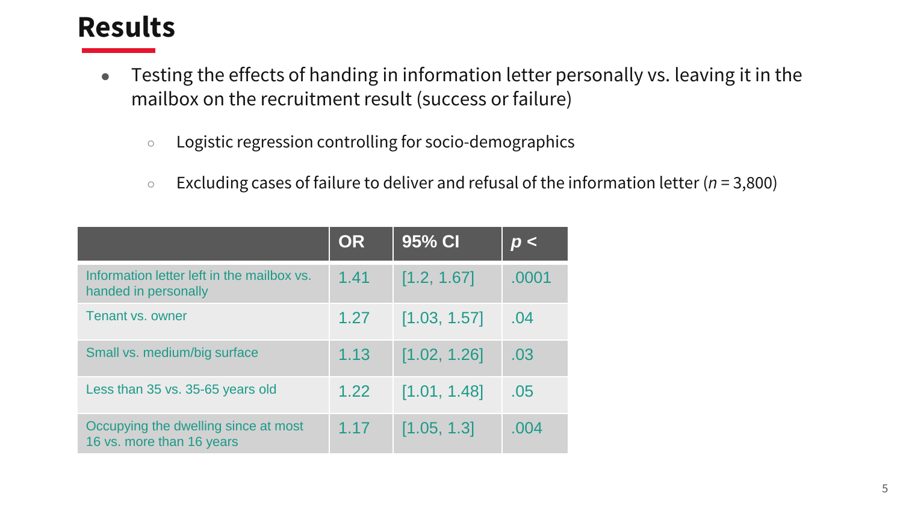# Results

- Testing the effects of handing in information letter personally vs. leaving it in the mailbox on the recruitment result (success or failure)
  - Logistic regression controlling for socio-demographics
  - Excluding cases of failure to deliver and refusal of the information letter ($n$ = 3,800)

| | OR | 95% CI | $p$ < |
|---|---|---|---|
| Information letter left in the mailbox vs. handed in personally | 1.41 | [1.2, 1.67] | .0001 |
| Tenant vs. owner | 1.27 | [1.03, 1.57] | .04 |
| Small vs. medium/big surface | 1.13 | [1.02, 1.26] | .03 |
| Less than 35 vs. 35-65 years old | 1.22 | [1.01, 1.48] | .05 |
| Occupying the dwelling since at most 16 vs. more than 16 years | 1.17 | [1.05, 1.3] | .004 |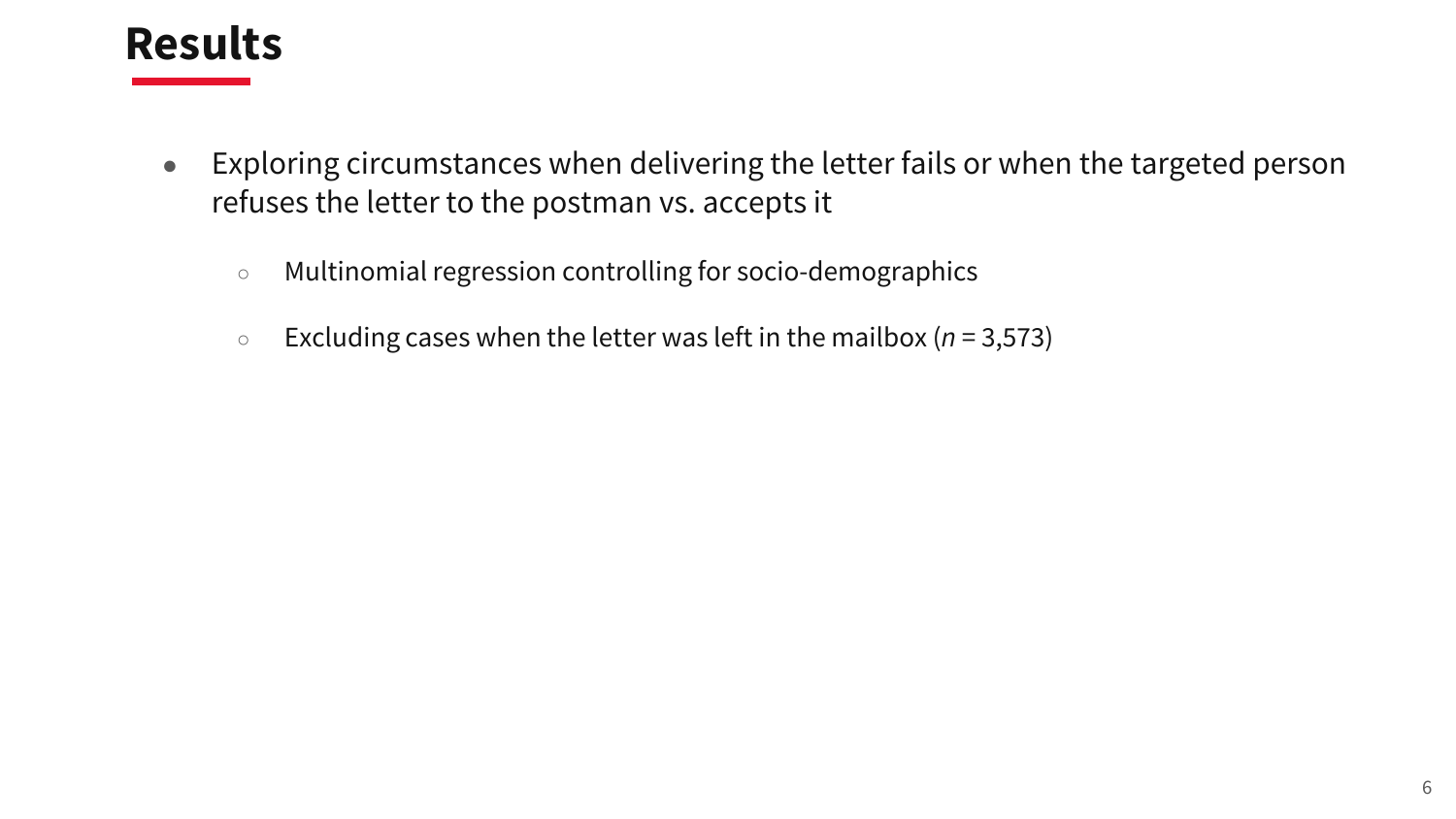# Results

- Exploring circumstances when delivering the letter fails or when the targeted person refuses the letter to the postman vs. accepts it
  - Multinomial regression controlling for socio-demographics
  - Excluding cases when the letter was left in the mailbox ($n$ = 3,573)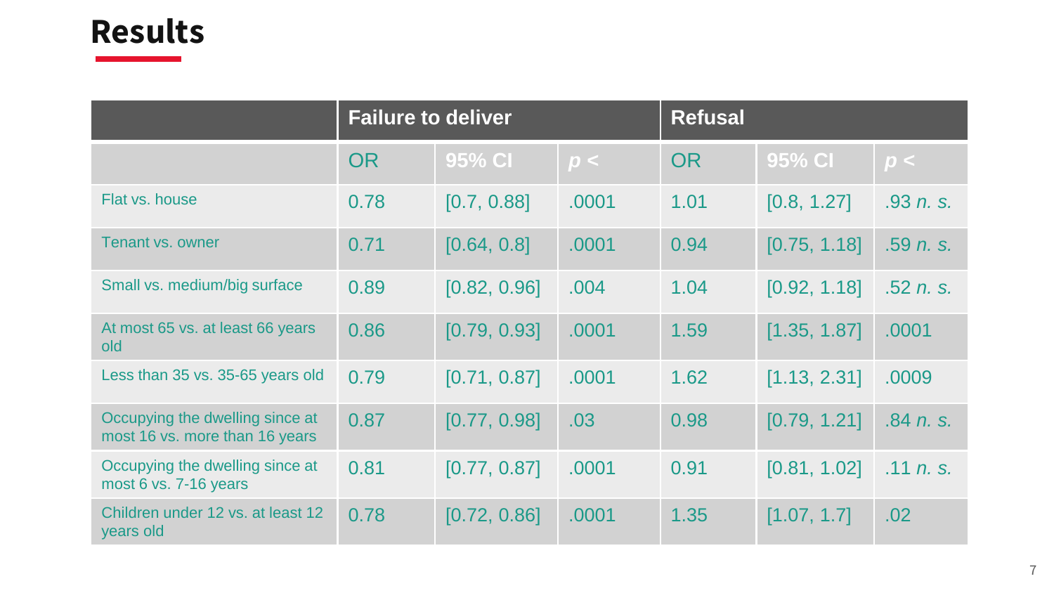# Results

| | Failure to deliver | | | Refusal | | |
|---|---|---|---|---|---|---|
| | OR | 95% CI | *p* < | OR | 95% CI | *p* < |
| Flat vs. house | 0.78 | [0.7, 0.88] | .0001 | 1.01 | [0.8, 1.27] | .93 *n. s.* |
| Tenant vs. owner | 0.71 | [0.64, 0.8] | .0001 | 0.94 | [0.75, 1.18] | .59 *n. s.* |
| Small vs. medium/big surface | 0.89 | [0.82, 0.96] | .004 | 1.04 | [0.92, 1.18] | .52 *n. s.* |
| At most 65 vs. at least 66 years old | 0.86 | [0.79, 0.93] | .0001 | 1.59 | [1.35, 1.87] | .0001 |
| Less than 35 vs. 35-65 years old | 0.79 | [0.71, 0.87] | .0001 | 1.62 | [1.13, 2.31] | .0009 |
| Occupying the dwelling since at most 16 vs. more than 16 years | 0.87 | [0.77, 0.98] | .03 | 0.98 | [0.79, 1.21] | .84 *n. s.* |
| Occupying the dwelling since at most 6 vs. 7-16 years | 0.81 | [0.77, 0.87] | .0001 | 0.91 | [0.81, 1.02] | .11 *n. s.* |
| Children under 12 vs. at least 12 years old | 0.78 | [0.72, 0.86] | .0001 | 1.35 | [1.07, 1.7] | .02 |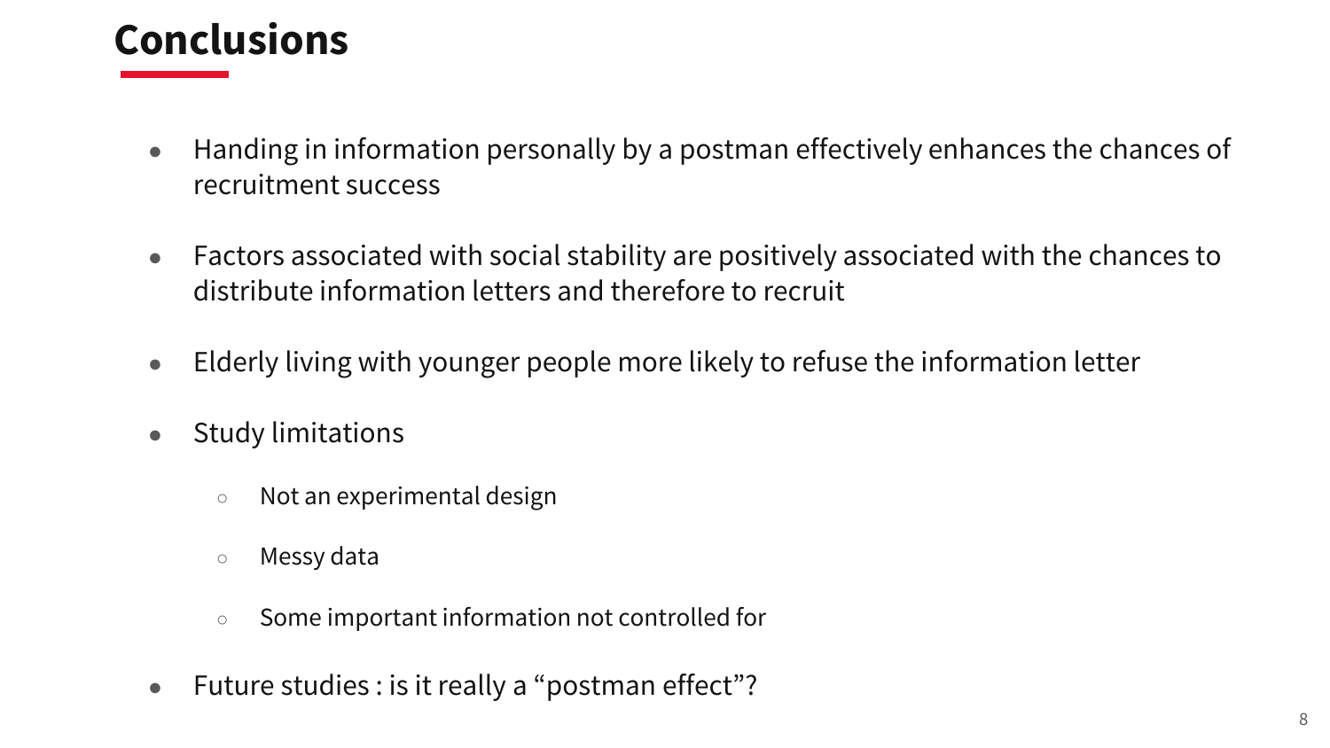# Conclusions

- Handing in information personally by a postman effectively enhances the chances of recruitment success
- Factors associated with social stability are positively associated with the chances to distribute information letters and therefore to recruit
- Elderly living with younger people more likely to refuse the information letter
- Study limitations
  - Not an experimental design
  - Messy data
  - Some important information not controlled for
- Future studies : is it really a "postman effect"?